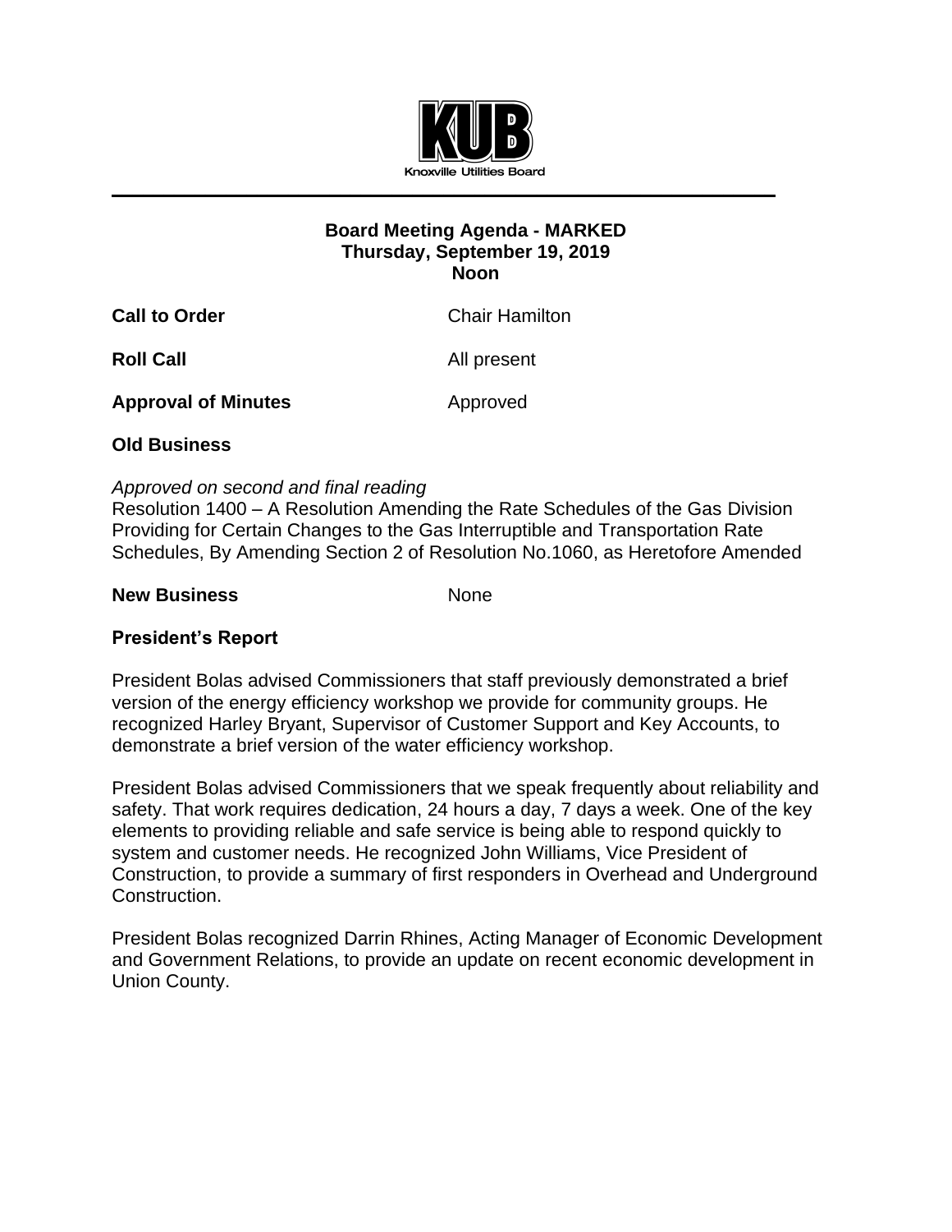Knoxville Utilities Board

## Board Meeting Agenda - MARKED
## Thursday, September 19, 2019
## Noon

**Call to Order** Chair Hamilton

**Roll Call** All present

**Approval of Minutes** Approved

**Old Business**

*Approved on second and final reading*
Resolution 1400 – A Resolution Amending the Rate Schedules of the Gas Division Providing for Certain Changes to the Gas Interruptible and Transportation Rate Schedules, By Amending Section 2 of Resolution No.1060, as Heretofore Amended

**New Business** None

**President's Report**

President Bolas advised Commissioners that staff previously demonstrated a brief version of the energy efficiency workshop we provide for community groups. He recognized Harley Bryant, Supervisor of Customer Support and Key Accounts, to demonstrate a brief version of the water efficiency workshop.

President Bolas advised Commissioners that we speak frequently about reliability and safety. That work requires dedication, 24 hours a day, 7 days a week. One of the key elements to providing reliable and safe service is being able to respond quickly to system and customer needs. He recognized John Williams, Vice President of Construction, to provide a summary of first responders in Overhead and Underground Construction.

President Bolas recognized Darrin Rhines, Acting Manager of Economic Development and Government Relations, to provide an update on recent economic development in Union County.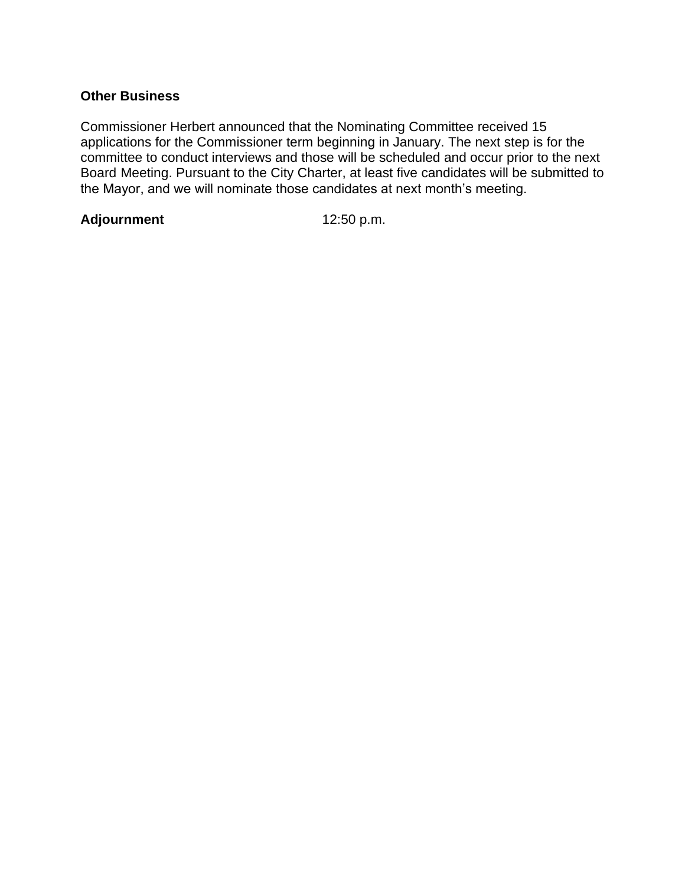**Other Business**

Commissioner Herbert announced that the Nominating Committee received 15 applications for the Commissioner term beginning in January. The next step is for the committee to conduct interviews and those will be scheduled and occur prior to the next Board Meeting. Pursuant to the City Charter, at least five candidates will be submitted to the Mayor, and we will nominate those candidates at next month's meeting.

**Adjournment** 12:50 p.m.